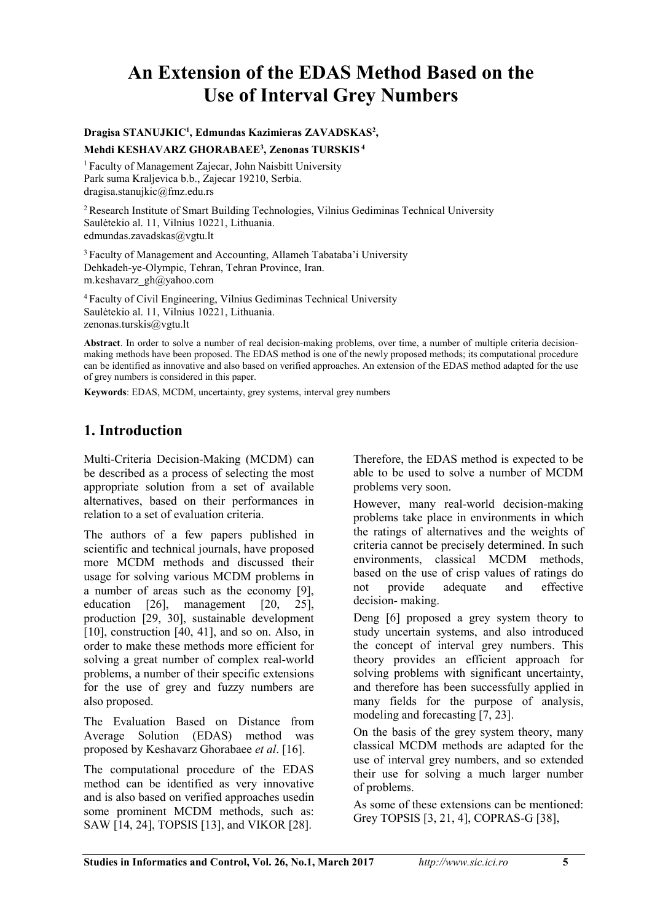# An Extension of the EDAS Method Based on the Use of Interval Grey Numbers

**Dragisa STANUJKIC[1], Edmundas Kazimieras ZAVADSKAS[2], Mehdi KESHAVARZ GHORABAEE[3], Zenonas TURSKIS[4]**

[1] Faculty of Management Zajecar, John Naisbitt University
Park suma Kraljevica b.b., Zajecar 19210, Serbia.
dragisa.stanujkic@fmz.edu.rs

[2] Research Institute of Smart Building Technologies, Vilnius Gediminas Technical University
Saulėtekio al. 11, Vilnius 10221, Lithuania.
edmundas.zavadskas@vgtu.lt

[3] Faculty of Management and Accounting, Allameh Tabataba'i University
Dehkadeh-ye-Olympic, Tehran, Tehran Province, Iran.
m.keshavarz_gh@yahoo.com

[4] Faculty of Civil Engineering, Vilnius Gediminas Technical University
Saulėtekio al. 11, Vilnius 10221, Lithuania.
zenonas.turskis@vgtu.lt

**Abstract**. In order to solve a number of real decision-making problems, over time, a number of multiple criteria decision-making methods have been proposed. The EDAS method is one of the newly proposed methods; its computational procedure can be identified as innovative and also based on verified approaches. An extension of the EDAS method adapted for the use of grey numbers is considered in this paper.

**Keywords**: EDAS, MCDM, uncertainty, grey systems, interval grey numbers

## 1. Introduction

Multi-Criteria Decision-Making (MCDM) can be described as a process of selecting the most appropriate solution from a set of available alternatives, based on their performances in relation to a set of evaluation criteria.

The authors of a few papers published in scientific and technical journals, have proposed more MCDM methods and discussed their usage for solving various MCDM problems in a number of areas such as the economy [9], education [26], management [20, 25], production [29, 30], sustainable development [10], construction [40, 41], and so on. Also, in order to make these methods more efficient for solving a great number of complex real-world problems, a number of their specific extensions for the use of grey and fuzzy numbers are also proposed.

The Evaluation Based on Distance from Average Solution (EDAS) method was proposed by Keshavarz Ghorabaee *et al*. [16].

The computational procedure of the EDAS method can be identified as very innovative and is also based on verified approaches usedin some prominent MCDM methods, such as: SAW [14, 24], TOPSIS [13], and VIKOR [28].

Therefore, the EDAS method is expected to be able to be used to solve a number of MCDM problems very soon.

However, many real-world decision-making problems take place in environments in which the ratings of alternatives and the weights of criteria cannot be precisely determined. In such environments, classical MCDM methods, based on the use of crisp values of ratings do not provide adequate and effective decision- making.

Deng [6] proposed a grey system theory to study uncertain systems, and also introduced the concept of interval grey numbers. This theory provides an efficient approach for solving problems with significant uncertainty, and therefore has been successfully applied in many fields for the purpose of analysis, modeling and forecasting [7, 23].

On the basis of the grey system theory, many classical MCDM methods are adapted for the use of interval grey numbers, and so extended their use for solving a much larger number of problems.

As some of these extensions can be mentioned: Grey TOPSIS [3, 21, 4], COPRAS-G [38],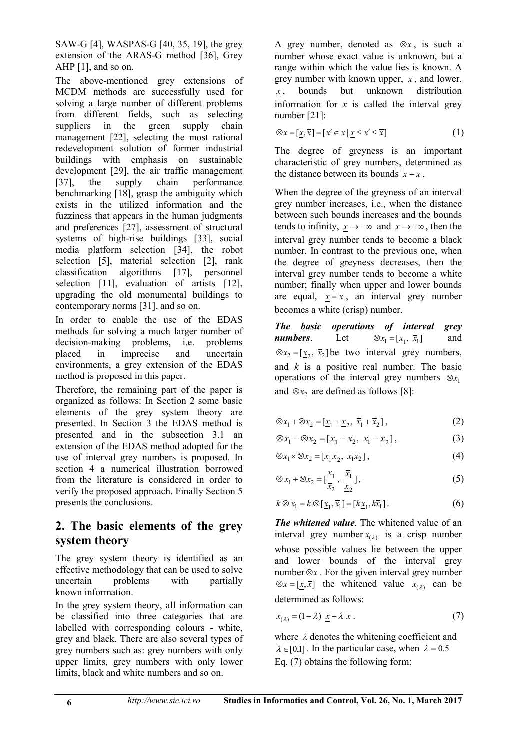SAW-G [4], WASPAS-G [40, 35, 19], the grey extension of the ARAS-G method [36], Grey AHP [1], and so on.

The above-mentioned grey extensions of MCDM methods are successfully used for solving a large number of different problems from different fields, such as selecting suppliers in the green supply chain management [22], selecting the most rational redevelopment solution of former industrial buildings with emphasis on sustainable development [29], the air traffic management [37], the supply chain performance benchmarking [18], grasp the ambiguity which exists in the utilized information and the fuzziness that appears in the human judgments and preferences [27], assessment of structural systems of high-rise buildings [33], social media platform selection [34], the robot selection [5], material selection [2], rank classification algorithms [17], personnel selection [11], evaluation of artists [12], upgrading the old monumental buildings to contemporary norms [31], and so on.

In order to enable the use of the EDAS methods for solving a much larger number of decision-making problems, i.e. problems placed in imprecise and uncertain environments, a grey extension of the EDAS method is proposed in this paper.

Therefore, the remaining part of the paper is organized as follows: In Section 2 some basic elements of the grey system theory are presented. In Section 3 the EDAS method is presented and in the subsection 3.1 an extension of the EDAS method adopted for the use of interval grey numbers is proposed. In section 4 a numerical illustration borrowed from the literature is considered in order to verify the proposed approach. Finally Section 5 presents the conclusions.

## 2. The basic elements of the grey system theory

The grey system theory is identified as an effective methodology that can be used to solve uncertain problems with partially known information.

In the grey system theory, all information can be classified into three categories that are labelled with corresponding colours - white, grey and black. There are also several types of grey numbers such as: grey numbers with only upper limits, grey numbers with only lower limits, black and white numbers and so on.

A grey number, denoted as $\otimes x$, is such a number whose exact value is unknown, but a range within which the value lies is known. A grey number with known upper, $\overline{x}$, and lower, $\underline{x}$, bounds but unknown distribution information for $x$ is called the interval grey number [21]:

$$\otimes x = [\underline{x}, \overline{x}] = [x' \in x \mid \underline{x} \leq x' \leq \overline{x}] \tag{1}$$

The degree of greyness is an important characteristic of grey numbers, determined as the distance between its bounds $\overline{x} - \underline{x}$.

When the degree of the greyness of an interval grey number increases, i.e., when the distance between such bounds increases and the bounds tends to infinity, $\underline{x} \to -\infty$ and $\overline{x} \to +\infty$, then the interval grey number tends to become a black number. In contrast to the previous one, when the degree of greyness decreases, then the interval grey number tends to become a white number; finally when upper and lower bounds are equal, $\underline{x} = \overline{x}$, an interval grey number becomes a white (crisp) number.

***The basic operations of interval grey numbers***. Let $\otimes x_1 = [\underline{x}_1, \overline{x}_1]$ and $\otimes x_2 = [\underline{x}_2, \overline{x}_2]$ be two interval grey numbers, and $k$ is a positive real number. The basic operations of the interval grey numbers $\otimes x_1$ and $\otimes x_2$ are defined as follows [8]:

$$\otimes x_1 + \otimes x_2 = [\underline{x}_1 + \underline{x}_2,\ \overline{x}_1 + \overline{x}_2], \tag{2}$$

$$\otimes x_1 - \otimes x_2 = [\underline{x}_1 - \overline{x}_2,\ \overline{x}_1 - \underline{x}_2], \tag{3}$$

$$\otimes x_1 \times \otimes x_2 = [\underline{x}_1 \underline{x}_2,\ \overline{x}_1 \overline{x}_2], \tag{4}$$

$$\otimes x_1 \div \otimes x_2 = [\frac{\underline{x}_1}{\overline{x}_2},\ \frac{\overline{x}_1}{\underline{x}_2}], \tag{5}$$

$$k \otimes x_1 = k \otimes [\underline{x}_1, \overline{x}_1] = [k\underline{x}_1, k\overline{x}_1]. \tag{6}$$

***The whitened value.*** The whitened value of an interval grey number $x_{(\lambda)}$ is a crisp number whose possible values lie between the upper and lower bounds of the interval grey number $\otimes x$. For the given interval grey number $\otimes x = [\underline{x}, \overline{x}]$ the whitened value $x_{(\lambda)}$ can be determined as follows:

$$x_{(\lambda)} = (1 - \lambda)\ \underline{x} + \lambda\ \overline{x}. \tag{7}$$

where $\lambda$ denotes the whitening coefficient and $\lambda \in [0,1]$. In the particular case, when $\lambda = 0.5$ Eq. (7) obtains the following form: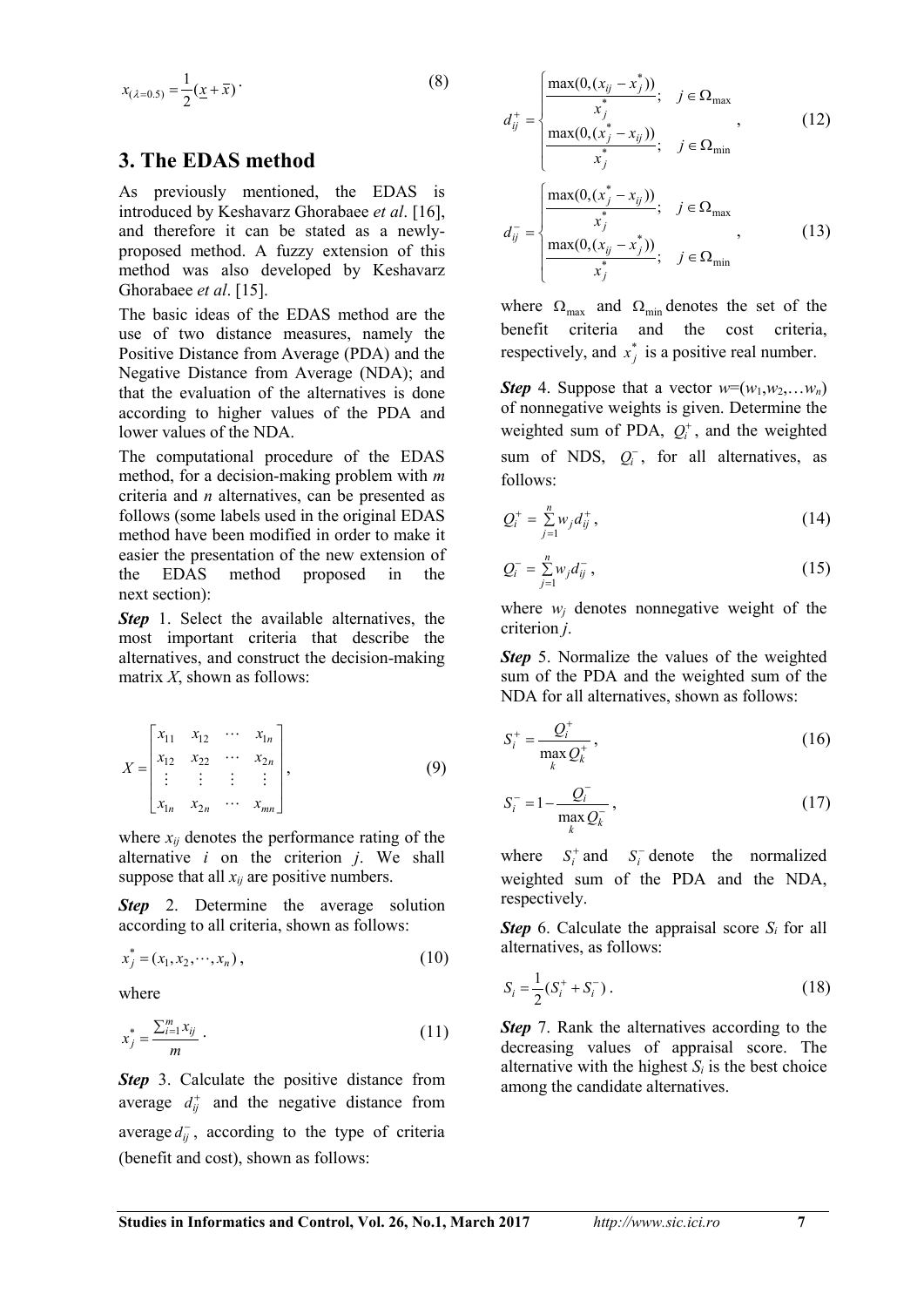$$x_{(\lambda=0.5)} = \frac{1}{2}(\underline{x} + \overline{x}) \,. \tag{8}$$

## 3. The EDAS method

As previously mentioned, the EDAS is introduced by Keshavarz Ghorabaee *et al*. [16], and therefore it can be stated as a newly-proposed method. A fuzzy extension of this method was also developed by Keshavarz Ghorabaee *et al*. [15].

The basic ideas of the EDAS method are the use of two distance measures, namely the Positive Distance from Average (PDA) and the Negative Distance from Average (NDA); and that the evaluation of the alternatives is done according to higher values of the PDA and lower values of the NDA.

The computational procedure of the EDAS method, for a decision-making problem with *m* criteria and *n* alternatives, can be presented as follows (some labels used in the original EDAS method have been modified in order to make it easier the presentation of the new extension of the EDAS method proposed in the next section):

***Step*** 1. Select the available alternatives, the most important criteria that describe the alternatives, and construct the decision-making matrix *X*, shown as follows:

$$X = \begin{bmatrix} x_{11} & x_{12} & \cdots & x_{1n} \\ x_{12} & x_{22} & \cdots & x_{2n} \\ \vdots & \vdots & \vdots & \vdots \\ x_{1n} & x_{2n} & \cdots & x_{mn} \end{bmatrix}, \tag{9}$$

where $x_{ij}$ denotes the performance rating of the alternative *i* on the criterion *j*. We shall suppose that all $x_{ij}$ are positive numbers.

***Step*** 2. Determine the average solution according to all criteria, shown as follows:

$$x_j^* = (x_1, x_2, \cdots, x_n) \,, \tag{10}$$

where

$$x_j^* = \frac{\sum_{i=1}^{m} x_{ij}}{m} \,. \tag{11}$$

***Step*** 3. Calculate the positive distance from average $d_{ij}^+$ and the negative distance from average $d_{ij}^-$, according to the type of criteria (benefit and cost), shown as follows:

$$d_{ij}^+ = \begin{cases} \dfrac{\max(0, (x_{ij} - x_j^*))}{x_j^*}; & j \in \Omega_{\max} \\ \dfrac{\max(0, (x_j^* - x_{ij}))}{x_j^*}; & j \in \Omega_{\min} \end{cases}, \tag{12}$$

$$d_{ij}^- = \begin{cases} \dfrac{\max(0, (x_j^* - x_{ij}))}{x_j^*}; & j \in \Omega_{\max} \\ \dfrac{\max(0, (x_{ij} - x_j^*))}{x_j^*}; & j \in \Omega_{\min} \end{cases}, \tag{13}$$

where $\Omega_{\max}$ and $\Omega_{\min}$ denotes the set of the benefit criteria and the cost criteria, respectively, and $x_j^*$ is a positive real number.

***Step*** 4. Suppose that a vector $w=(w_1,w_2,\ldots w_n)$ of nonnegative weights is given. Determine the weighted sum of PDA, $Q_i^+$, and the weighted sum of NDS, $Q_i^-$, for all alternatives, as follows:

$$Q_i^+ = \sum_{j=1}^{n} w_j d_{ij}^+ \,, \tag{14}$$

$$Q_i^- = \sum_{j=1}^{n} w_j d_{ij}^- \,, \tag{15}$$

where $w_j$ denotes nonnegative weight of the criterion *j*.

***Step*** 5. Normalize the values of the weighted sum of the PDA and the weighted sum of the NDA for all alternatives, shown as follows:

$$S_i^+ = \frac{Q_i^+}{\max_k Q_k^+} \,, \tag{16}$$

$$S_i^- = 1 - \frac{Q_i^-}{\max_k Q_k^-} \,, \tag{17}$$

where $S_i^+$ and $S_i^-$ denote the normalized weighted sum of the PDA and the NDA, respectively.

***Step*** 6. Calculate the appraisal score $S_i$ for all alternatives, as follows:

$$S_i = \frac{1}{2}(S_i^+ + S_i^-) \,. \tag{18}$$

***Step*** 7. Rank the alternatives according to the decreasing values of appraisal score. The alternative with the highest $S_i$ is the best choice among the candidate alternatives.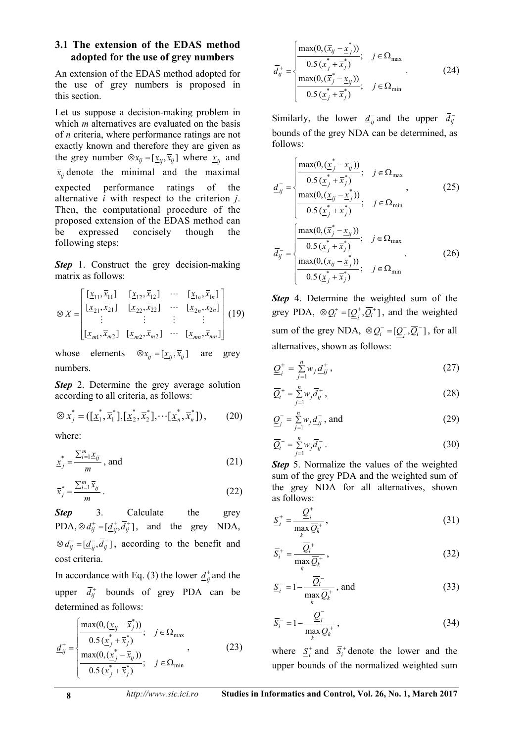### 3.1 The extension of the EDAS method adopted for the use of grey numbers

An extension of the EDAS method adopted for the use of grey numbers is proposed in this section.

Let us suppose a decision-making problem in which *m* alternatives are evaluated on the basis of *n* criteria, where performance ratings are not exactly known and therefore they are given as the grey number $\otimes x_{ij} = [\underline{x}_{ij}, \overline{x}_{ij}]$ where $\underline{x}_{ij}$ and $\overline{x}_{ij}$ denote the minimal and the maximal expected performance ratings of the alternative *i* with respect to the criterion *j*. Then, the computational procedure of the proposed extension of the EDAS method can be expressed concisely though the following steps:

***Step*** 1. Construct the grey decision-making matrix as follows:

$$\otimes X = \begin{bmatrix} [\underline{x}_{11}, \overline{x}_{11}] & [\underline{x}_{12}, \overline{x}_{12}] & \cdots & [\underline{x}_{1n}, \overline{x}_{1n}] \\ [\underline{x}_{21}, \overline{x}_{21}] & [\underline{x}_{22}, \overline{x}_{22}] & \cdots & [\underline{x}_{2n}, \overline{x}_{2n}] \\ \vdots & \vdots & \vdots & \vdots \\ [\underline{x}_{m1}, \overline{x}_{m2}] & [\underline{x}_{m2}, \overline{x}_{m2}] & \cdots & [\underline{x}_{mn}, \overline{x}_{mn}] \end{bmatrix} \quad (19)$$

whose elements $\otimes x_{ij} = [\underline{x}_{ij}, \overline{x}_{ij}]$ are grey numbers.

***Step*** 2. Determine the grey average solution according to all criteria, as follows:

$$\otimes x_j^* = ([\underline{x}_1^*, \overline{x}_1^*], [\underline{x}_2^*, \overline{x}_2^*], \cdots [\underline{x}_n^*, \overline{x}_n^*]), \quad (20)$$

where:

$$\underline{x}_j^* = \frac{\sum_{i=1}^m \underline{x}_{ij}}{m}, \text{ and} \quad (21)$$

$$\overline{x}_j^* = \frac{\sum_{i=1}^m \overline{x}_{ij}}{m}. \quad (22)$$

***Step*** 3. Calculate the grey PDA, $\otimes d_{ij}^+ = [\underline{d}_{ij}^+, \overline{d}_{ij}^+]$, and the grey NDA, $\otimes d_{ij}^- = [\underline{d}_{ij}^-, \overline{d}_{ij}^-]$, according to the benefit and cost criteria.

In accordance with Eq. (3) the lower $\underline{d}_{ij}^+$ and the upper $\overline{d}_{ij}^+$ bounds of grey PDA can be determined as follows:

$$\underline{d}_{ij}^+ = \begin{cases} \dfrac{\max(0, (\underline{x}_{ij} - \overline{x}_j^*))}{0.5\,(\underline{x}_j^* + \overline{x}_j^*)}; & j \in \Omega_{\max} \\ \dfrac{\max(0, (\underline{x}_j^* - \overline{x}_{ij}))}{0.5\,(\underline{x}_j^* + \overline{x}_j^*)}; & j \in \Omega_{\min} \end{cases}, \quad (23)$$

$$\overline{d}_{ij}^+ = \begin{cases} \dfrac{\max(0, (\overline{x}_{ij} - \underline{x}_j^*))}{0.5\,(\underline{x}_j^* + \overline{x}_j^*)}; & j \in \Omega_{\max} \\ \dfrac{\max(0, (\overline{x}_j^* - \underline{x}_{ij}))}{0.5\,(\underline{x}_j^* + \overline{x}_j^*)}; & j \in \Omega_{\min} \end{cases}. \quad (24)$$

Similarly, the lower $\underline{d}_{ij}^-$ and the upper $\overline{d}_{ij}^-$ bounds of the grey NDA can be determined, as follows:

$$\underline{d}_{ij}^- = \begin{cases} \dfrac{\max(0, (\underline{x}_j^* - \overline{x}_{ij}))}{0.5\,(\underline{x}_j^* + \overline{x}_j^*)}; & j \in \Omega_{\max} \\ \dfrac{\max(0, (\underline{x}_{ij} - \overline{x}_j^*))}{0.5\,(\underline{x}_j^* + \overline{x}_j^*)}; & j \in \Omega_{\min} \end{cases}, \quad (25)$$

$$\overline{d}_{ij}^- = \begin{cases} \dfrac{\max(0, (\overline{x}_j^* - \underline{x}_{ij}))}{0.5\,(\underline{x}_j^* + \overline{x}_j^*)}; & j \in \Omega_{\max} \\ \dfrac{\max(0, (\overline{x}_{ij} - \underline{x}_j^*))}{0.5\,(\underline{x}_j^* + \overline{x}_j^*)}; & j \in \Omega_{\min} \end{cases}. \quad (26)$$

***Step*** 4. Determine the weighted sum of the grey PDA, $\otimes Q_i^+ = [\underline{Q}_i^+, \overline{Q}_i^+]$, and the weighted sum of the grey NDA, $\otimes Q_i^- = [\underline{Q}_i^-, \overline{Q}_i^-]$, for all alternatives, shown as follows:

$$\underline{Q}_i^+ = \sum_{j=1}^n w_j \underline{d}_{ij}^+, \quad (27)$$

$$\overline{Q}_i^+ = \sum_{j=1}^n w_j \overline{d}_{ij}^+, \quad (28)$$

$$\underline{Q}_i^- = \sum_{j=1}^n w_j \underline{d}_{ij}^-, \text{ and} \quad (29)$$

$$\overline{Q}_i^- = \sum_{j=1}^n w_j \overline{d}_{ij}^-. \quad (30)$$

***Step*** 5. Normalize the values of the weighted sum of the grey PDA and the weighted sum of the grey NDA for all alternatives, shown as follows:

$$\underline{S}_i^+ = \frac{\underline{Q}_i^+}{\max_k \overline{Q}_k^+}, \quad (31)$$

$$\overline{S}_i^+ = \frac{\overline{Q}_i^+}{\max_k \overline{Q}_k^+}, \quad (32)$$

$$\underline{S}_i^- = 1 - \frac{\overline{Q}_i^-}{\max_k \overline{Q}_k^+}, \text{ and} \quad (33)$$

$$\overline{S}_i^- = 1 - \frac{\underline{Q}_i^-}{\max_k \overline{Q}_k^+}, \quad (34)$$

where $\underline{S}_i^+$ and $\overline{S}_i^+$ denote the lower and the upper bounds of the normalized weighted sum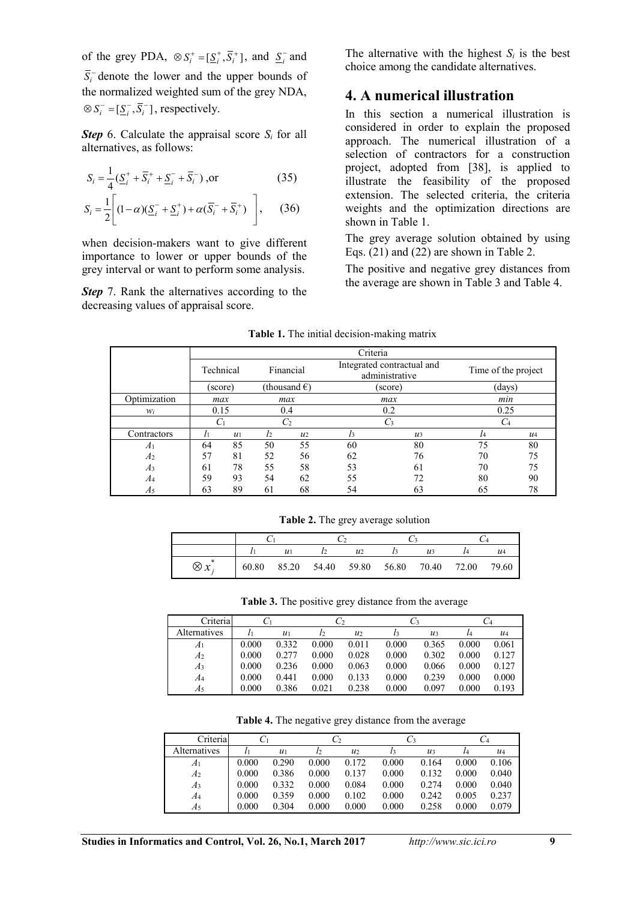of the grey PDA, $\otimes S_i^+ = [\underline{S}_i^+, \overline{S}_i^+]$, and $\underline{S}_i^-$ and $\overline{S}_i^-$ denote the lower and the upper bounds of the normalized weighted sum of the grey NDA, $\otimes S_i^- = [\underline{S}_i^-, \overline{S}_i^-]$, respectively.

***Step*** 6. Calculate the appraisal score $S_i$ for all alternatives, as follows:

$$S_i = \frac{1}{4}(\underline{S}_i^+ + \overline{S}_i^+ + \underline{S}_i^- + \overline{S}_i^-) \text{ ,or} \tag{35}$$

$$S_i = \frac{1}{2}\left[ (1-\alpha)(\underline{S}_i^- + \underline{S}_i^+) + \alpha(\overline{S}_i^- + \overline{S}_i^+) \right], \tag{36}$$

when decision-makers want to give different importance to lower or upper bounds of the grey interval or want to perform some analysis.

***Step*** 7. Rank the alternatives according to the decreasing values of appraisal score.

The alternative with the highest $S_i$ is the best choice among the candidate alternatives.

## 4. A numerical illustration

In this section a numerical illustration is considered in order to explain the proposed approach. The numerical illustration of a selection of contractors for a construction project, adopted from [38], is applied to illustrate the feasibility of the proposed extension. The selected criteria, the criteria weights and the optimization directions are shown in Table 1.

The grey average solution obtained by using Eqs. (21) and (22) are shown in Table 2.

The positive and negative grey distances from the average are shown in Table 3 and Table 4.

**Table 1.** The initial decision-making matrix

| | Criteria | | | | | | | |
|---|---|---|---|---|---|---|---|---|
| | Technical | | Financial | | Integrated contractual and administrative | | Time of the project | |
| | (score) | | (thousand €) | | (score) | | (days) | |
| Optimization | *max* | | *max* | | *max* | | *min* | |
| $w_i$ | 0.15 | | 0.4 | | 0.2 | | 0.25 | |
| | $C_1$ | | $C_2$ | | $C_3$ | | $C_4$ | |
| Contractors | $l_1$ | $u_1$ | $l_2$ | $u_2$ | $l_3$ | $u_3$ | $l_4$ | $u_4$ |
| $A_1$ | 64 | 85 | 50 | 55 | 60 | 80 | 75 | 80 |
| $A_2$ | 57 | 81 | 52 | 56 | 62 | 76 | 70 | 75 |
| $A_3$ | 61 | 78 | 55 | 58 | 53 | 61 | 70 | 75 |
| $A_4$ | 59 | 93 | 54 | 62 | 55 | 72 | 80 | 90 |
| $A_5$ | 63 | 89 | 61 | 68 | 54 | 63 | 65 | 78 |

**Table 2.** The grey average solution

| | $C_1$ | | $C_2$ | | $C_3$ | | $C_4$ | |
|---|---|---|---|---|---|---|---|---|
| | $l_1$ | $u_1$ | $l_2$ | $u_2$ | $l_3$ | $u_3$ | $l_4$ | $u_4$ |
| $\otimes x_j^*$ | 60.80 | 85.20 | 54.40 | 59.80 | 56.80 | 70.40 | 72.00 | 79.60 |

**Table 3.** The positive grey distance from the average

| Criteria | $C_1$ | | $C_2$ | | $C_3$ | | $C_4$ | |
|---|---|---|---|---|---|---|---|---|
| Alternatives | $l_1$ | $u_1$ | $l_2$ | $u_2$ | $l_3$ | $u_3$ | $l_4$ | $u_4$ |
| $A_1$ | 0.000 | 0.332 | 0.000 | 0.011 | 0.000 | 0.365 | 0.000 | 0.061 |
| $A_2$ | 0.000 | 0.277 | 0.000 | 0.028 | 0.000 | 0.302 | 0.000 | 0.127 |
| $A_3$ | 0.000 | 0.236 | 0.000 | 0.063 | 0.000 | 0.066 | 0.000 | 0.127 |
| $A_4$ | 0.000 | 0.441 | 0.000 | 0.133 | 0.000 | 0.239 | 0.000 | 0.000 |
| $A_5$ | 0.000 | 0.386 | 0.021 | 0.238 | 0.000 | 0.097 | 0.000 | 0.193 |

**Table 4.** The negative grey distance from the average

| Criteria | $C_1$ | | $C_2$ | | $C_3$ | | $C_4$ | |
|---|---|---|---|---|---|---|---|---|
| Alternatives | $l_1$ | $u_1$ | $l_2$ | $u_2$ | $l_3$ | $u_3$ | $l_4$ | $u_4$ |
| $A_1$ | 0.000 | 0.290 | 0.000 | 0.172 | 0.000 | 0.164 | 0.000 | 0.106 |
| $A_2$ | 0.000 | 0.386 | 0.000 | 0.137 | 0.000 | 0.132 | 0.000 | 0.040 |
| $A_3$ | 0.000 | 0.332 | 0.000 | 0.084 | 0.000 | 0.274 | 0.000 | 0.040 |
| $A_4$ | 0.000 | 0.359 | 0.000 | 0.102 | 0.000 | 0.242 | 0.005 | 0.237 |
| $A_5$ | 0.000 | 0.304 | 0.000 | 0.000 | 0.000 | 0.258 | 0.000 | 0.079 |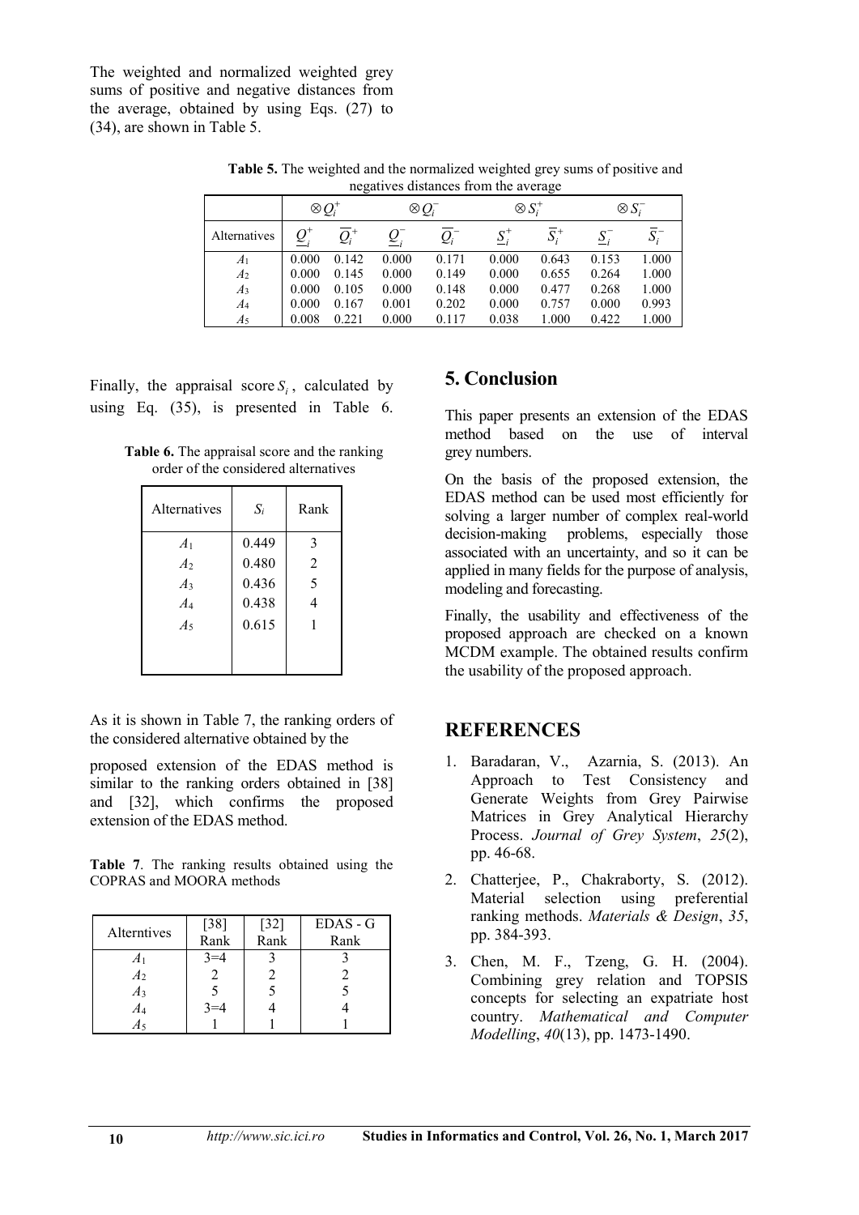The weighted and normalized weighted grey sums of positive and negative distances from the average, obtained by using Eqs. (27) to (34), are shown in Table 5.

**Table 5.** The weighted and the normalized weighted grey sums of positive and negatives distances from the average

| | $\otimes Q_i^+$ | | $\otimes Q_i^-$ | | $\otimes S_i^+$ | | $\otimes S_i^-$ | |
|---|---|---|---|---|---|---|---|---|
| Alternatives | $\underline{Q}_i^+$ | $\overline{Q}_i^+$ | $\underline{Q}_i^-$ | $\overline{Q}_i^-$ | $\underline{S}_i^+$ | $\overline{S}_i^+$ | $\underline{S}_i^-$ | $\overline{S}_i^-$ |
| $A_1$ | 0.000 | 0.142 | 0.000 | 0.171 | 0.000 | 0.643 | 0.153 | 1.000 |
| $A_2$ | 0.000 | 0.145 | 0.000 | 0.149 | 0.000 | 0.655 | 0.264 | 1.000 |
| $A_3$ | 0.000 | 0.105 | 0.000 | 0.148 | 0.000 | 0.477 | 0.268 | 1.000 |
| $A_4$ | 0.000 | 0.167 | 0.001 | 0.202 | 0.000 | 0.757 | 0.000 | 0.993 |
| $A_5$ | 0.008 | 0.221 | 0.000 | 0.117 | 0.038 | 1.000 | 0.422 | 1.000 |

Finally, the appraisal score $S_i$, calculated by using Eq. (35), is presented in Table 6.

**Table 6.** The appraisal score and the ranking order of the considered alternatives

| Alternatives | $S_i$ | Rank |
|---|---|---|
| $A_1$ | 0.449 | 3 |
| $A_2$ | 0.480 | 2 |
| $A_3$ | 0.436 | 5 |
| $A_4$ | 0.438 | 4 |
| $A_5$ | 0.615 | 1 |

As it is shown in Table 7, the ranking orders of the considered alternative obtained by the proposed extension of the EDAS method is similar to the ranking orders obtained in [38] and [32], which confirms the proposed extension of the EDAS method.

**Table 7**. The ranking results obtained using the COPRAS and MOORA methods

| Alterntives | [38] Rank | [32] Rank | EDAS - G Rank |
|---|---|---|---|
| $A_1$ | 3=4 | 3 | 3 |
| $A_2$ | 2 | 2 | 2 |
| $A_3$ | 5 | 5 | 5 |
| $A_4$ | 3=4 | 4 | 4 |
| $A_5$ | 1 | 1 | 1 |

## 5. Conclusion

This paper presents an extension of the EDAS method based on the use of interval grey numbers.

On the basis of the proposed extension, the EDAS method can be used most efficiently for solving a larger number of complex real-world decision-making problems, especially those associated with an uncertainty, and so it can be applied in many fields for the purpose of analysis, modeling and forecasting.

Finally, the usability and effectiveness of the proposed approach are checked on a known MCDM example. The obtained results confirm the usability of the proposed approach.

## REFERENCES

1. Baradaran, V., Azarnia, S. (2013). An Approach to Test Consistency and Generate Weights from Grey Pairwise Matrices in Grey Analytical Hierarchy Process. *Journal of Grey System*, *25*(2), pp. 46-68.
2. Chatterjee, P., Chakraborty, S. (2012). Material selection using preferential ranking methods. *Materials & Design*, *35*, pp. 384-393.
3. Chen, M. F., Tzeng, G. H. (2004). Combining grey relation and TOPSIS concepts for selecting an expatriate host country. *Mathematical and Computer Modelling*, *40*(13), pp. 1473-1490.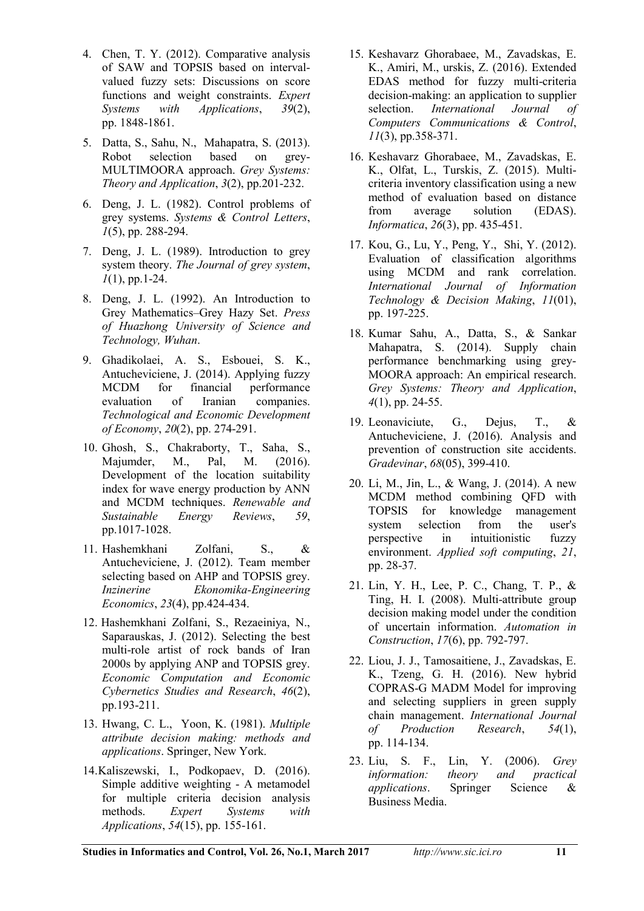4. Chen, T. Y. (2012). Comparative analysis of SAW and TOPSIS based on interval-valued fuzzy sets: Discussions on score functions and weight constraints. *Expert Systems with Applications*, *39*(2), pp. 1848-1861.

5. Datta, S., Sahu, N., Mahapatra, S. (2013). Robot selection based on grey-MULTIMOORA approach. *Grey Systems: Theory and Application*, *3*(2), pp.201-232.

6. Deng, J. L. (1982). Control problems of grey systems. *Systems & Control Letters*, *1*(5), pp. 288-294.

7. Deng, J. L. (1989). Introduction to grey system theory. *The Journal of grey system*, *1*(1), pp.1-24.

8. Deng, J. L. (1992). An Introduction to Grey Mathematics–Grey Hazy Set. *Press of Huazhong University of Science and Technology, Wuhan*.

9. Ghadikolaei, A. S., Esbouei, S. K., Antucheviciene, J. (2014). Applying fuzzy MCDM for financial performance evaluation of Iranian companies. *Technological and Economic Development of Economy*, *20*(2), pp. 274-291.

10. Ghosh, S., Chakraborty, T., Saha, S., Majumder, M., Pal, M. (2016). Development of the location suitability index for wave energy production by ANN and MCDM techniques. *Renewable and Sustainable Energy Reviews*, *59*, pp.1017-1028.

11. Hashemkhani Zolfani, S., & Antucheviciene, J. (2012). Team member selecting based on AHP and TOPSIS grey. *Inzinerine Ekonomika-Engineering Economics*, *23*(4), pp.424-434.

12. Hashemkhani Zolfani, S., Rezaeiniya, N., Saparauskas, J. (2012). Selecting the best multi-role artist of rock bands of Iran 2000s by applying ANP and TOPSIS grey. *Economic Computation and Economic Cybernetics Studies and Research*, *46*(2), pp.193-211.

13. Hwang, C. L., Yoon, K. (1981). *Multiple attribute decision making: methods and applications*. Springer, New York.

14. Kaliszewski, I., Podkopaev, D. (2016). Simple additive weighting - A metamodel for multiple criteria decision analysis methods. *Expert Systems with Applications*, *54*(15), pp. 155-161.

15. Keshavarz Ghorabaee, M., Zavadskas, E. K., Amiri, M., urskis, Z. (2016). Extended EDAS method for fuzzy multi-criteria decision-making: an application to supplier selection. *International Journal of Computers Communications & Control*, *11*(3), pp.358-371.

16. Keshavarz Ghorabaee, M., Zavadskas, E. K., Olfat, L., Turskis, Z. (2015). Multi-criteria inventory classification using a new method of evaluation based on distance from average solution (EDAS). *Informatica*, *26*(3), pp. 435-451.

17. Kou, G., Lu, Y., Peng, Y., Shi, Y. (2012). Evaluation of classification algorithms using MCDM and rank correlation. *International Journal of Information Technology & Decision Making*, *11*(01), pp. 197-225.

18. Kumar Sahu, A., Datta, S., & Sankar Mahapatra, S. (2014). Supply chain performance benchmarking using grey-MOORA approach: An empirical research. *Grey Systems: Theory and Application*, *4*(1), pp. 24-55.

19. Leonaviciute, G., Dejus, T., & Antucheviciene, J. (2016). Analysis and prevention of construction site accidents. *Gradevinar*, *68*(05), 399-410.

20. Li, M., Jin, L., & Wang, J. (2014). A new MCDM method combining QFD with TOPSIS for knowledge management system selection from the user's perspective in intuitionistic fuzzy environment. *Applied soft computing*, *21*, pp. 28-37.

21. Lin, Y. H., Lee, P. C., Chang, T. P., & Ting, H. I. (2008). Multi-attribute group decision making model under the condition of uncertain information. *Automation in Construction*, *17*(6), pp. 792-797.

22. Liou, J. J., Tamosaitiene, J., Zavadskas, E. K., Tzeng, G. H. (2016). New hybrid COPRAS-G MADM Model for improving and selecting suppliers in green supply chain management. *International Journal of Production Research*, *54*(1), pp. 114-134.

23. Liu, S. F., Lin, Y. (2006). *Grey information: theory and practical applications*. Springer Science & Business Media.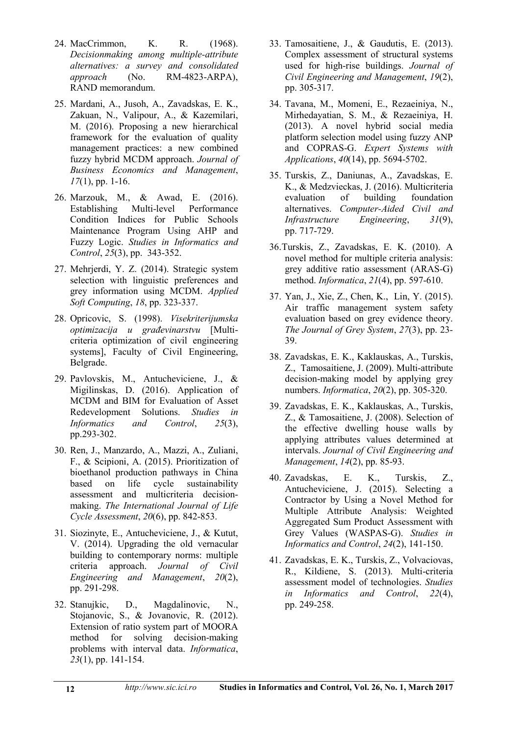24. MacCrimmon, K. R. (1968). *Decisionmaking among multiple-attribute alternatives: a survey and consolidated approach* (No. RM-4823-ARPA), RAND memorandum.

25. Mardani, A., Jusoh, A., Zavadskas, E. K., Zakuan, N., Valipour, A., & Kazemilari, M. (2016). Proposing a new hierarchical framework for the evaluation of quality management practices: a new combined fuzzy hybrid MCDM approach. *Journal of Business Economics and Management*, *17*(1), pp. 1-16.

26. Marzouk, M., & Awad, E. (2016). Establishing Multi-level Performance Condition Indices for Public Schools Maintenance Program Using AHP and Fuzzy Logic. *Studies in Informatics and Control*, *25*(3), pp. 343-352.

27. Mehrjerdi, Y. Z. (2014). Strategic system selection with linguistic preferences and grey information using MCDM. *Applied Soft Computing*, *18*, pp. 323-337.

28. Opricovic, S. (1998). *Visekriterijumska optimizacija u građevinarstvu* [Multi-criteria optimization of civil engineering systems], Faculty of Civil Engineering, Belgrade.

29. Pavlovskis, M., Antucheviciene, J., & Migilinskas, D. (2016). Application of MCDM and BIM for Evaluation of Asset Redevelopment Solutions. *Studies in Informatics and Control*, *25*(3), pp.293-302.

30. Ren, J., Manzardo, A., Mazzi, A., Zuliani, F., & Scipioni, A. (2015). Prioritization of bioethanol production pathways in China based on life cycle sustainability assessment and multicriteria decision-making. *The International Journal of Life Cycle Assessment*, *20*(6), pp. 842-853.

31. Siozinyte, E., Antucheviciene, J., & Kutut, V. (2014). Upgrading the old vernacular building to contemporary norms: multiple criteria approach. *Journal of Civil Engineering and Management*, *20*(2), pp. 291-298.

32. Stanujkic, D., Magdalinovic, N., Stojanovic, S., & Jovanovic, R. (2012). Extension of ratio system part of MOORA method for solving decision-making problems with interval data. *Informatica*, *23*(1), pp. 141-154.

33. Tamosaitiene, J., & Gaudutis, E. (2013). Complex assessment of structural systems used for high-rise buildings. *Journal of Civil Engineering and Management*, *19*(2), pp. 305-317.

34. Tavana, M., Momeni, E., Rezaeiniya, N., Mirhedayatian, S. M., & Rezaeiniya, H. (2013). A novel hybrid social media platform selection model using fuzzy ANP and COPRAS-G. *Expert Systems with Applications*, *40*(14), pp. 5694-5702.

35. Turskis, Z., Daniunas, A., Zavadskas, E. K., & Medzvieckas, J. (2016). Multicriteria evaluation of building foundation alternatives. *Computer-Aided Civil and Infrastructure Engineering*, *31*(9), pp. 717-729.

36. Turskis, Z., Zavadskas, E. K. (2010). A novel method for multiple criteria analysis: grey additive ratio assessment (ARAS-G) method. *Informatica*, *21*(4), pp. 597-610.

37. Yan, J., Xie, Z., Chen, K., Lin, Y. (2015). Air traffic management system safety evaluation based on grey evidence theory. *The Journal of Grey System*, *27*(3), pp. 23-39.

38. Zavadskas, E. K., Kaklauskas, A., Turskis, Z., Tamosaitiene, J. (2009). Multi-attribute decision-making model by applying grey numbers. *Informatica*, *20*(2), pp. 305-320.

39. Zavadskas, E. K., Kaklauskas, A., Turskis, Z., & Tamosaitiene, J. (2008). Selection of the effective dwelling house walls by applying attributes values determined at intervals. *Journal of Civil Engineering and Management*, *14*(2), pp. 85-93.

40. Zavadskas, E. K., Turskis, Z., Antucheviciene, J. (2015). Selecting a Contractor by Using a Novel Method for Multiple Attribute Analysis: Weighted Aggregated Sum Product Assessment with Grey Values (WASPAS-G). *Studies in Informatics and Control*, *24*(2), 141-150.

41. Zavadskas, E. K., Turskis, Z., Volvaciovas, R., Kildiene, S. (2013). Multi-criteria assessment model of technologies. *Studies in Informatics and Control*, *22*(4), pp. 249-258.